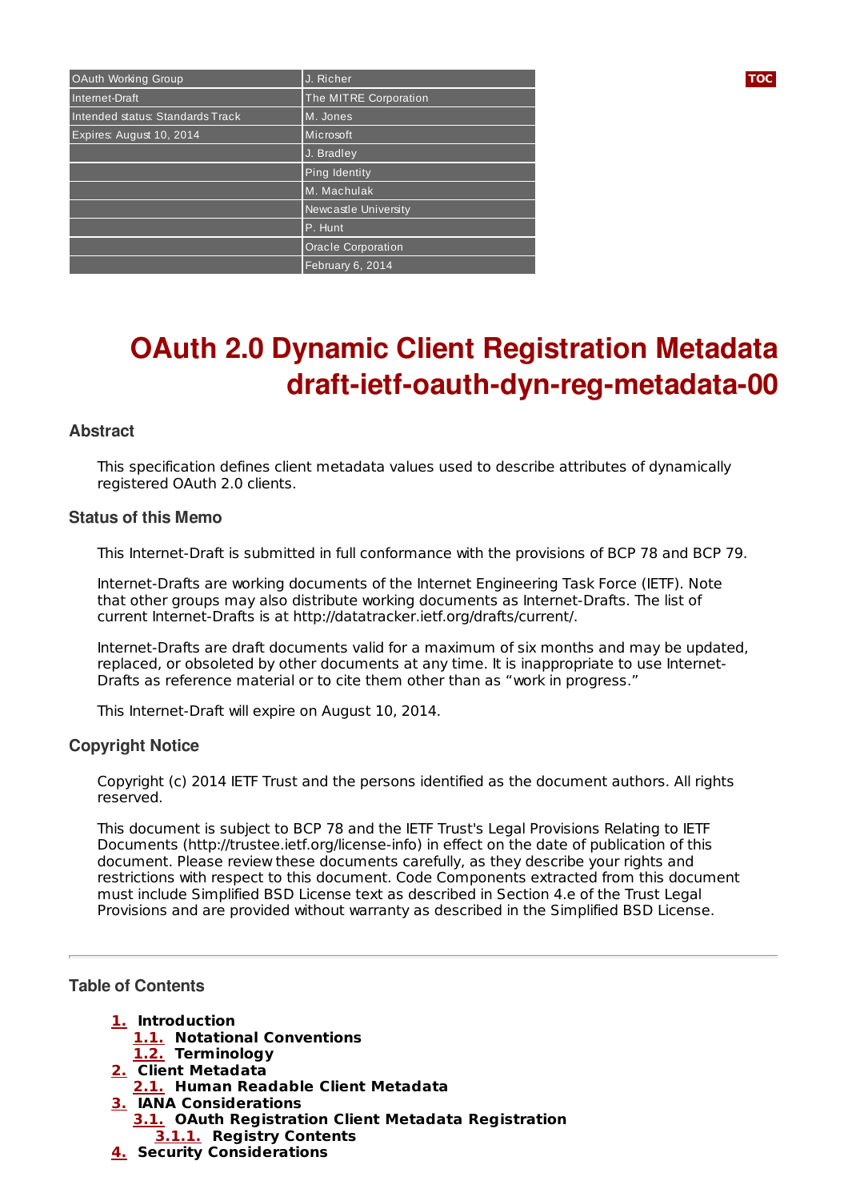| OAuth Working Group | J. Richer |
|---|---|
| Internet-Draft | The MITRE Corporation |
| Intended status: Standards Track | M. Jones |
| Expires: August 10, 2014 | Microsoft |
| | J. Bradley |
| | Ping Identity |
| | M. Machulak |
| | Newcastle University |
| | P. Hunt |
| | Oracle Corporation |
| | February 6, 2014 |

# OAuth 2.0 Dynamic Client Registration Metadata draft-ietf-oauth-dyn-reg-metadata-00

## Abstract

This specification defines client metadata values used to describe attributes of dynamically registered OAuth 2.0 clients.

## Status of this Memo

This Internet-Draft is submitted in full conformance with the provisions of BCP 78 and BCP 79.

Internet-Drafts are working documents of the Internet Engineering Task Force (IETF). Note that other groups may also distribute working documents as Internet-Drafts. The list of current Internet-Drafts is at http://datatracker.ietf.org/drafts/current/.

Internet-Drafts are draft documents valid for a maximum of six months and may be updated, replaced, or obsoleted by other documents at any time. It is inappropriate to use Internet-Drafts as reference material or to cite them other than as “work in progress.”

This Internet-Draft will expire on August 10, 2014.

## Copyright Notice

Copyright (c) 2014 IETF Trust and the persons identified as the document authors. All rights reserved.

This document is subject to BCP 78 and the IETF Trust's Legal Provisions Relating to IETF Documents (http://trustee.ietf.org/license-info) in effect on the date of publication of this document. Please review these documents carefully, as they describe your rights and restrictions with respect to this document. Code Components extracted from this document must include Simplified BSD License text as described in Section 4.e of the Trust Legal Provisions and are provided without warranty as described in the Simplified BSD License.

---

## Table of Contents

- **1.** **Introduction**
  - **1.1.** **Notational Conventions**
  - **1.2.** **Terminology**
- **2.** **Client Metadata**
  - **2.1.** **Human Readable Client Metadata**
- **3.** **IANA Considerations**
  - **3.1.** **OAuth Registration Client Metadata Registration**
    - **3.1.1.** **Registry Contents**
- **4.** **Security Considerations**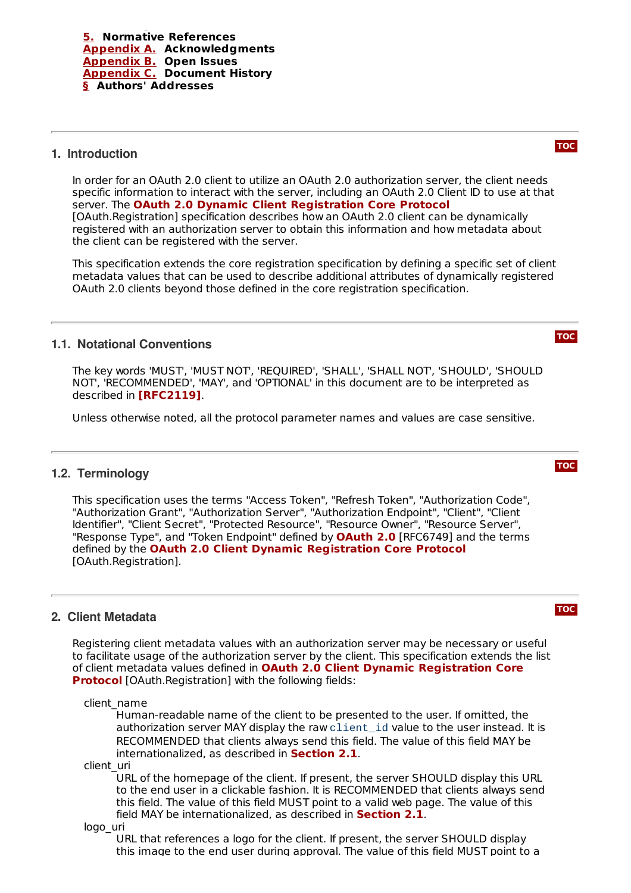5. **Normative References**
Appendix A. **Acknowledgments**
Appendix B. **Open Issues**
Appendix C. **Document History**
§ **Authors' Addresses**

## 1. Introduction

In order for an OAuth 2.0 client to utilize an OAuth 2.0 authorization server, the client needs specific information to interact with the server, including an OAuth 2.0 Client ID to use at that server. The **OAuth 2.0 Dynamic Client Registration Core Protocol** [OAuth.Registration] specification describes how an OAuth 2.0 client can be dynamically registered with an authorization server to obtain this information and how metadata about the client can be registered with the server.

This specification extends the core registration specification by defining a specific set of client metadata values that can be used to describe additional attributes of dynamically registered OAuth 2.0 clients beyond those defined in the core registration specification.

### 1.1. Notational Conventions

The key words 'MUST', 'MUST NOT', 'REQUIRED', 'SHALL', 'SHALL NOT', 'SHOULD', 'SHOULD NOT', 'RECOMMENDED', 'MAY', and 'OPTIONAL' in this document are to be interpreted as described in **[RFC2119]**.

Unless otherwise noted, all the protocol parameter names and values are case sensitive.

### 1.2. Terminology

This specification uses the terms "Access Token", "Refresh Token", "Authorization Code", "Authorization Grant", "Authorization Server", "Authorization Endpoint", "Client", "Client Identifier", "Client Secret", "Protected Resource", "Resource Owner", "Resource Server", "Response Type", and "Token Endpoint" defined by **OAuth 2.0** [RFC6749] and the terms defined by the **OAuth 2.0 Client Dynamic Registration Core Protocol** [OAuth.Registration].

## 2. Client Metadata

Registering client metadata values with an authorization server may be necessary or useful to facilitate usage of the authorization server by the client. This specification extends the list of client metadata values defined in **OAuth 2.0 Client Dynamic Registration Core Protocol** [OAuth.Registration] with the following fields:

client_name
: Human-readable name of the client to be presented to the user. If omitted, the authorization server MAY display the raw `client_id` value to the user instead. It is RECOMMENDED that clients always send this field. The value of this field MAY be internationalized, as described in **Section 2.1**.

client_uri
: URL of the homepage of the client. If present, the server SHOULD display this URL to the end user in a clickable fashion. It is RECOMMENDED that clients always send this field. The value of this field MUST point to a valid web page. The value of this field MAY be internationalized, as described in **Section 2.1**.

logo_uri
: URL that references a logo for the client. If present, the server SHOULD display this image to the end user during approval. The value of this field MUST point to a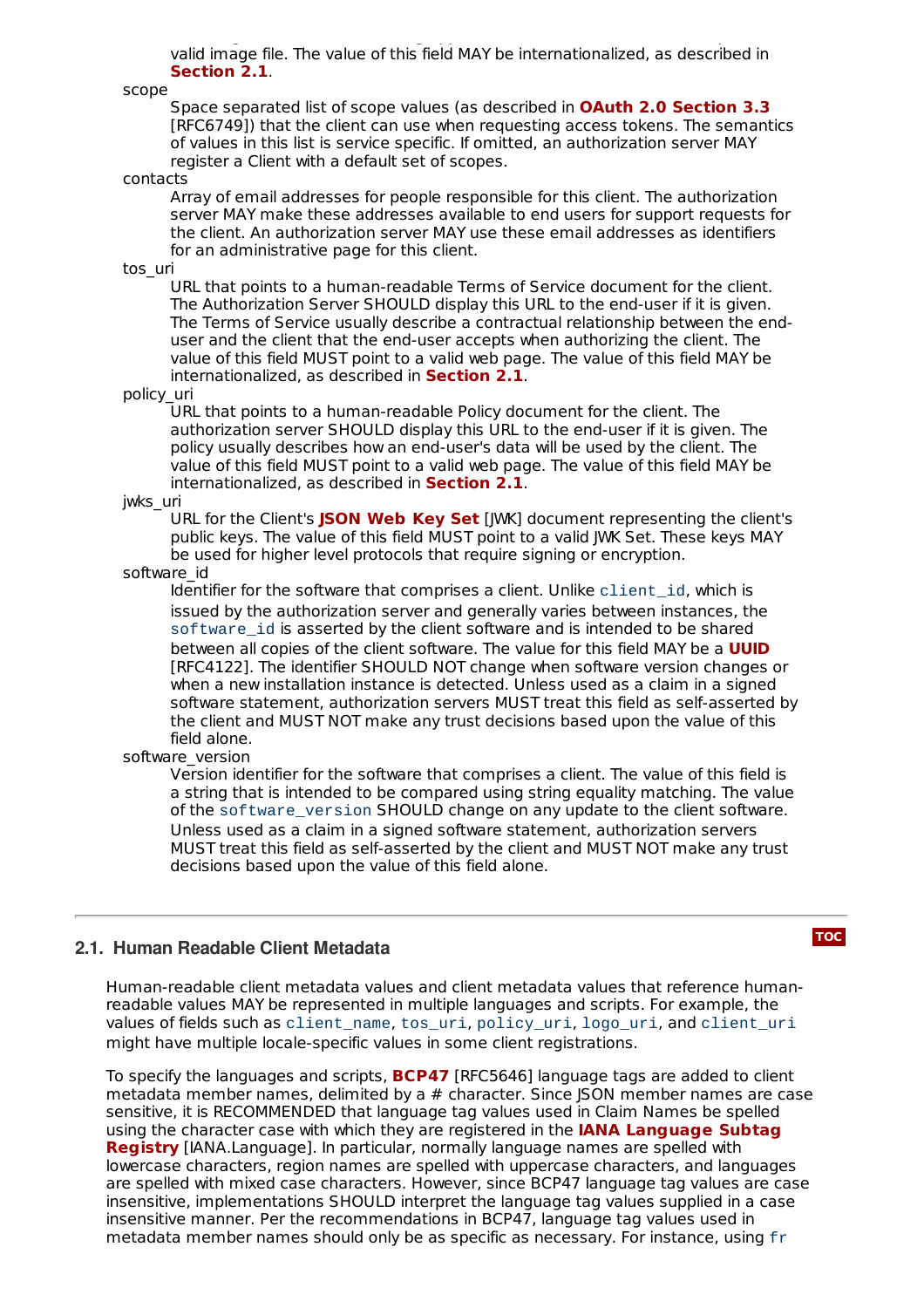valid image file. The value of this field MAY be internationalized, as described in **Section 2.1**.

scope
: Space separated list of scope values (as described in **OAuth 2.0 Section 3.3** [RFC6749]) that the client can use when requesting access tokens. The semantics of values in this list is service specific. If omitted, an authorization server MAY register a Client with a default set of scopes.

contacts
: Array of email addresses for people responsible for this client. The authorization server MAY make these addresses available to end users for support requests for the client. An authorization server MAY use these email addresses as identifiers for an administrative page for this client.

tos_uri
: URL that points to a human-readable Terms of Service document for the client. The Authorization Server SHOULD display this URL to the end-user if it is given. The Terms of Service usually describe a contractual relationship between the end-user and the client that the end-user accepts when authorizing the client. The value of this field MUST point to a valid web page. The value of this field MAY be internationalized, as described in **Section 2.1**.

policy_uri
: URL that points to a human-readable Policy document for the client. The authorization server SHOULD display this URL to the end-user if it is given. The policy usually describes how an end-user's data will be used by the client. The value of this field MUST point to a valid web page. The value of this field MAY be internationalized, as described in **Section 2.1**.

jwks_uri
: URL for the Client's **JSON Web Key Set** [JWK] document representing the client's public keys. The value of this field MUST point to a valid JWK Set. These keys MAY be used for higher level protocols that require signing or encryption.

software_id
: Identifier for the software that comprises a client. Unlike `client_id`, which is issued by the authorization server and generally varies between instances, the `software_id` is asserted by the client software and is intended to be shared between all copies of the client software. The value for this field MAY be a **UUID** [RFC4122]. The identifier SHOULD NOT change when software version changes or when a new installation instance is detected. Unless used as a claim in a signed software statement, authorization servers MUST treat this field as self-asserted by the client and MUST NOT make any trust decisions based upon the value of this field alone.

software_version
: Version identifier for the software that comprises a client. The value of this field is a string that is intended to be compared using string equality matching. The value of the `software_version` SHOULD change on any update to the client software. Unless used as a claim in a signed software statement, authorization servers MUST treat this field as self-asserted by the client and MUST NOT make any trust decisions based upon the value of this field alone.

---

## 2.1. Human Readable Client Metadata

Human-readable client metadata values and client metadata values that reference human-readable values MAY be represented in multiple languages and scripts. For example, the values of fields such as `client_name`, `tos_uri`, `policy_uri`, `logo_uri`, and `client_uri` might have multiple locale-specific values in some client registrations.

To specify the languages and scripts, **BCP47** [RFC5646] language tags are added to client metadata member names, delimited by a # character. Since JSON member names are case sensitive, it is RECOMMENDED that language tag values used in Claim Names be spelled using the character case with which they are registered in the **IANA Language Subtag Registry** [IANA.Language]. In particular, normally language names are spelled with lowercase characters, region names are spelled with uppercase characters, and languages are spelled with mixed case characters. However, since BCP47 language tag values are case insensitive, implementations SHOULD interpret the language tag values supplied in a case insensitive manner. Per the recommendations in BCP47, language tag values used in metadata member names should only be as specific as necessary. For instance, using `fr`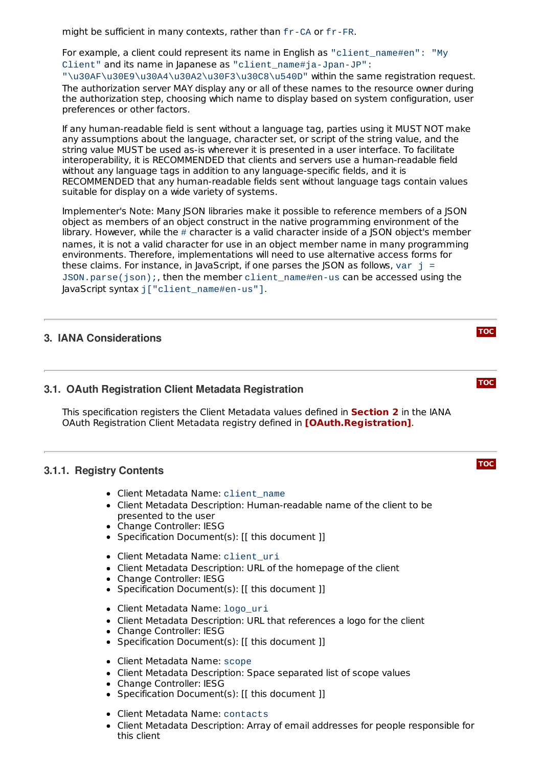might be sufficient in many contexts, rather than `fr-CA` or `fr-FR`.

For example, a client could represent its name in English as `"client_name#en": "My Client"` and its name in Japanese as `"client_name#ja-Jpan-JP": "\u30AF\u30E9\u30A4\u30A2\u30F3\u30C8\u540D"` within the same registration request. The authorization server MAY display any or all of these names to the resource owner during the authorization step, choosing which name to display based on system configuration, user preferences or other factors.

If any human-readable field is sent without a language tag, parties using it MUST NOT make any assumptions about the language, character set, or script of the string value, and the string value MUST be used as-is wherever it is presented in a user interface. To facilitate interoperability, it is RECOMMENDED that clients and servers use a human-readable field without any language tags in addition to any language-specific fields, and it is RECOMMENDED that any human-readable fields sent without language tags contain values suitable for display on a wide variety of systems.

Implementer's Note: Many JSON libraries make it possible to reference members of a JSON object as members of an object construct in the native programming environment of the library. However, while the `#` character is a valid character inside of a JSON object's member names, it is not a valid character for use in an object member name in many programming environments. Therefore, implementations will need to use alternative access forms for these claims. For instance, in JavaScript, if one parses the JSON as follows, `var j = JSON.parse(json);`, then the member `client_name#en-us` can be accessed using the JavaScript syntax `j["client_name#en-us"]`.

## 3. IANA Considerations

### 3.1. OAuth Registration Client Metadata Registration

This specification registers the Client Metadata values defined in **Section 2** in the IANA OAuth Registration Client Metadata registry defined in **[OAuth.Registration]**.

#### 3.1.1. Registry Contents

- Client Metadata Name: `client_name`
- Client Metadata Description: Human-readable name of the client to be presented to the user
- Change Controller: IESG
- Specification Document(s): [[ this document ]]

- Client Metadata Name: `client_uri`
- Client Metadata Description: URL of the homepage of the client
- Change Controller: IESG
- Specification Document(s): [[ this document ]]

- Client Metadata Name: `logo_uri`
- Client Metadata Description: URL that references a logo for the client
- Change Controller: IESG
- Specification Document(s): [[ this document ]]

- Client Metadata Name: `scope`
- Client Metadata Description: Space separated list of scope values
- Change Controller: IESG
- Specification Document(s): [[ this document ]]

- Client Metadata Name: `contacts`
- Client Metadata Description: Array of email addresses for people responsible for this client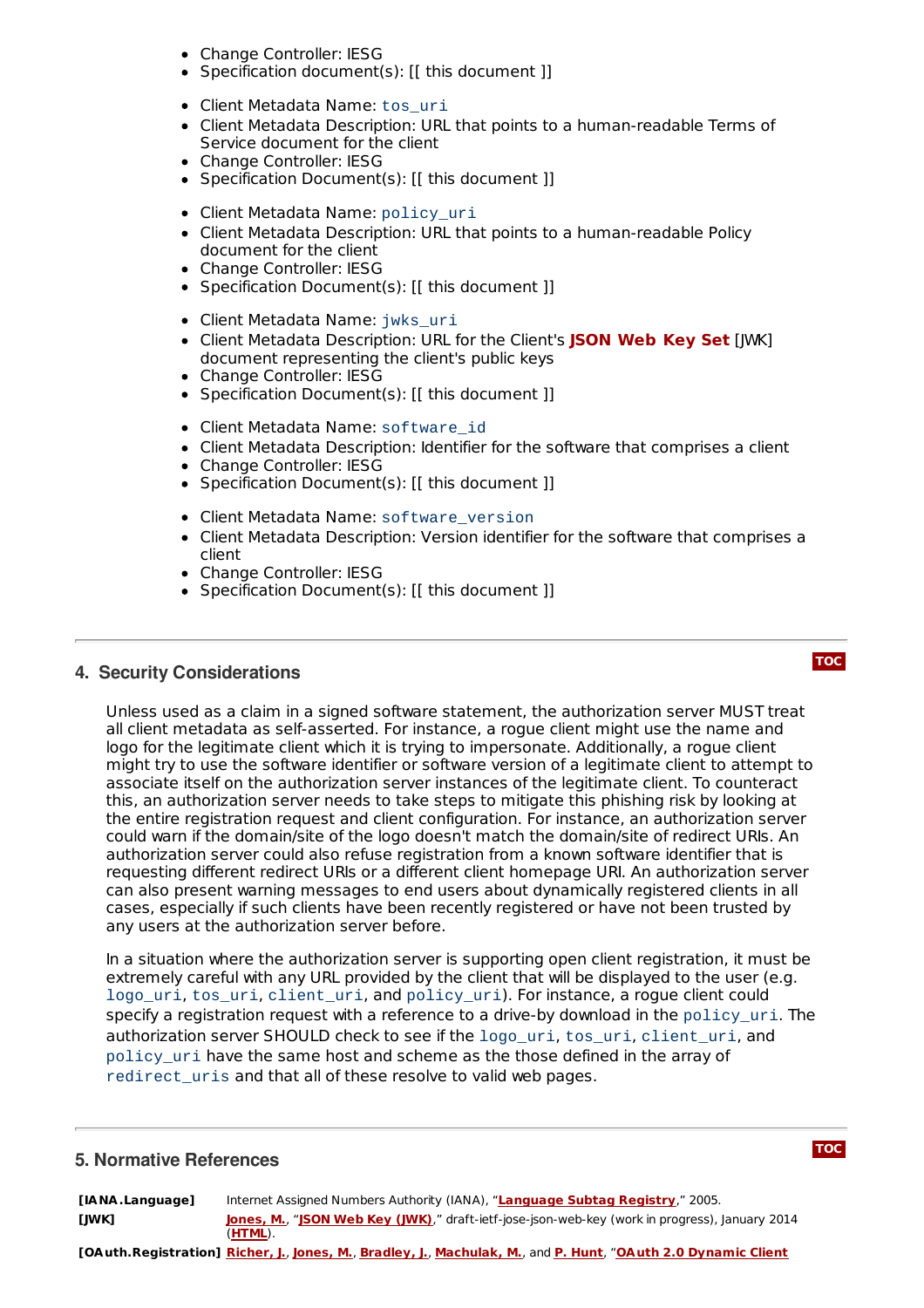- Change Controller: IESG
- Specification document(s): [[ this document ]]

- Client Metadata Name: `tos_uri`
- Client Metadata Description: URL that points to a human-readable Terms of Service document for the client
- Change Controller: IESG
- Specification Document(s): [[ this document ]]

- Client Metadata Name: `policy_uri`
- Client Metadata Description: URL that points to a human-readable Policy document for the client
- Change Controller: IESG
- Specification Document(s): [[ this document ]]

- Client Metadata Name: `jwks_uri`
- Client Metadata Description: URL for the Client's **JSON Web Key Set** [JWK] document representing the client's public keys
- Change Controller: IESG
- Specification Document(s): [[ this document ]]

- Client Metadata Name: `software_id`
- Client Metadata Description: Identifier for the software that comprises a client
- Change Controller: IESG
- Specification Document(s): [[ this document ]]

- Client Metadata Name: `software_version`
- Client Metadata Description: Version identifier for the software that comprises a client
- Change Controller: IESG
- Specification Document(s): [[ this document ]]

## 4. Security Considerations

Unless used as a claim in a signed software statement, the authorization server MUST treat all client metadata as self-asserted. For instance, a rogue client might use the name and logo for the legitimate client which it is trying to impersonate. Additionally, a rogue client might try to use the software identifier or software version of a legitimate client to attempt to associate itself on the authorization server instances of the legitimate client. To counteract this, an authorization server needs to take steps to mitigate this phishing risk by looking at the entire registration request and client configuration. For instance, an authorization server could warn if the domain/site of the logo doesn't match the domain/site of redirect URIs. An authorization server could also refuse registration from a known software identifier that is requesting different redirect URIs or a different client homepage URI. An authorization server can also present warning messages to end users about dynamically registered clients in all cases, especially if such clients have been recently registered or have not been trusted by any users at the authorization server before.

In a situation where the authorization server is supporting open client registration, it must be extremely careful with any URL provided by the client that will be displayed to the user (e.g. `logo_uri`, `tos_uri`, `client_uri`, and `policy_uri`). For instance, a rogue client could specify a registration request with a reference to a drive-by download in the `policy_uri`. The authorization server SHOULD check to see if the `logo_uri`, `tos_uri`, `client_uri`, and `policy_uri` have the same host and scheme as the those defined in the array of `redirect_uris` and that all of these resolve to valid web pages.

## 5. Normative References

| | |
|---|---|
| **[IANA.Language]** | Internet Assigned Numbers Authority (IANA), "**Language Subtag Registry**," 2005. |
| **[JWK]** | **Jones, M.**, "**JSON Web Key (JWK)**," draft-ietf-jose-json-web-key (work in progress), January 2014 (**HTML**). |
| **[OAuth.Registration]** | **Richer, J.**, **Jones, M.**, **Bradley, J.**, **Machulak, M.**, and **P. Hunt**, "**OAuth 2.0 Dynamic Client** |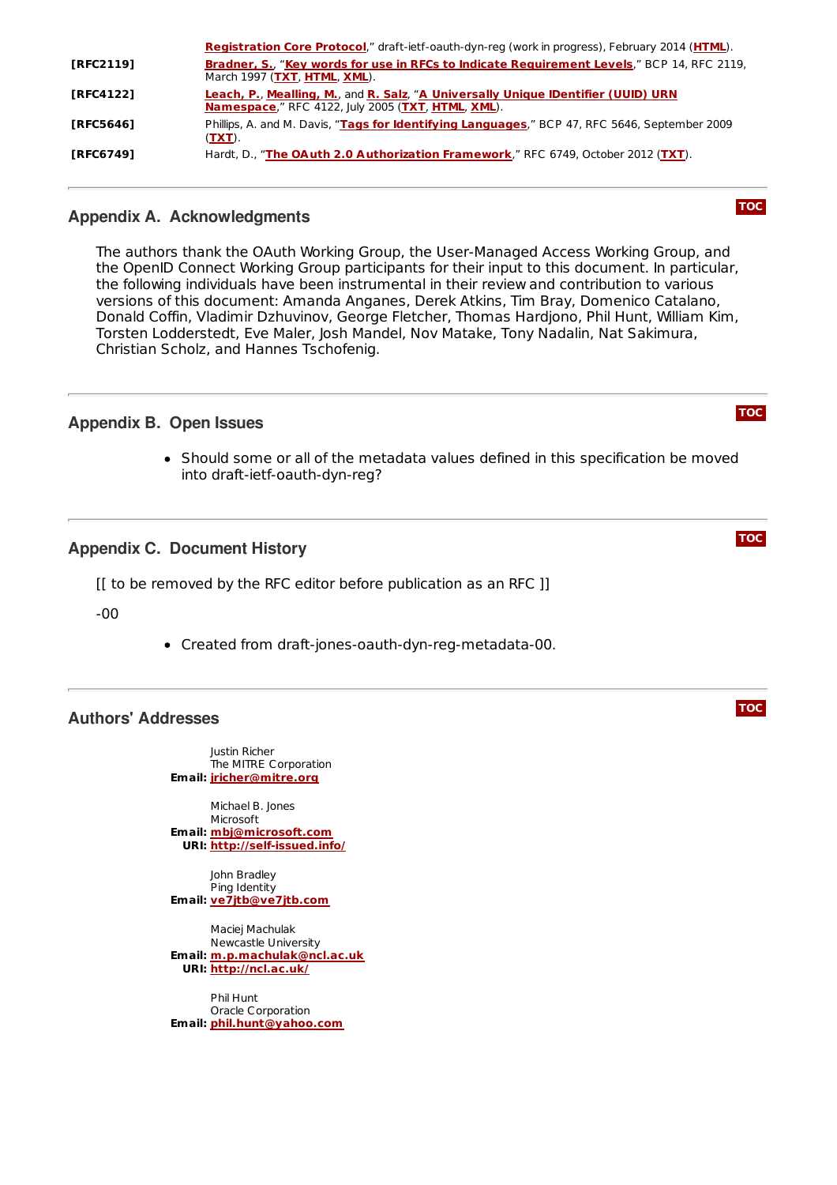Registration Core Protocol," draft-ietf-oauth-dyn-reg (work in progress), February 2014 (HTML).

| | |
|---|---|
| **[RFC2119]** | Bradner, S., "Key words for use in RFCs to Indicate Requirement Levels," BCP 14, RFC 2119, March 1997 (TXT, HTML, XML). |
| **[RFC4122]** | Leach, P., Mealling, M., and R. Salz, "A Universally Unique IDentifier (UUID) URN Namespace," RFC 4122, July 2005 (TXT, HTML, XML). |
| **[RFC5646]** | Phillips, A. and M. Davis, "Tags for Identifying Languages," BCP 47, RFC 5646, September 2009 (TXT). |
| **[RFC6749]** | Hardt, D., "The OAuth 2.0 Authorization Framework," RFC 6749, October 2012 (TXT). |

## Appendix A. Acknowledgments

The authors thank the OAuth Working Group, the User-Managed Access Working Group, and the OpenID Connect Working Group participants for their input to this document. In particular, the following individuals have been instrumental in their review and contribution to various versions of this document: Amanda Anganes, Derek Atkins, Tim Bray, Domenico Catalano, Donald Coffin, Vladimir Dzhuvinov, George Fletcher, Thomas Hardjono, Phil Hunt, William Kim, Torsten Lodderstedt, Eve Maler, Josh Mandel, Nov Matake, Tony Nadalin, Nat Sakimura, Christian Scholz, and Hannes Tschofenig.

## Appendix B. Open Issues

- Should some or all of the metadata values defined in this specification be moved into draft-ietf-oauth-dyn-reg?

## Appendix C. Document History

[[ to be removed by the RFC editor before publication as an RFC ]]

-00

- Created from draft-jones-oauth-dyn-reg-metadata-00.

## Authors' Addresses

Justin Richer
The MITRE Corporation
**Email:** jricher@mitre.org

Michael B. Jones
Microsoft
**Email:** mbj@microsoft.com
**URI:** http://self-issued.info/

John Bradley
Ping Identity
**Email:** ve7jtb@ve7jtb.com

Maciej Machulak
Newcastle University
**Email:** m.p.machulak@ncl.ac.uk
**URI:** http://ncl.ac.uk/

Phil Hunt
Oracle Corporation
**Email:** phil.hunt@yahoo.com